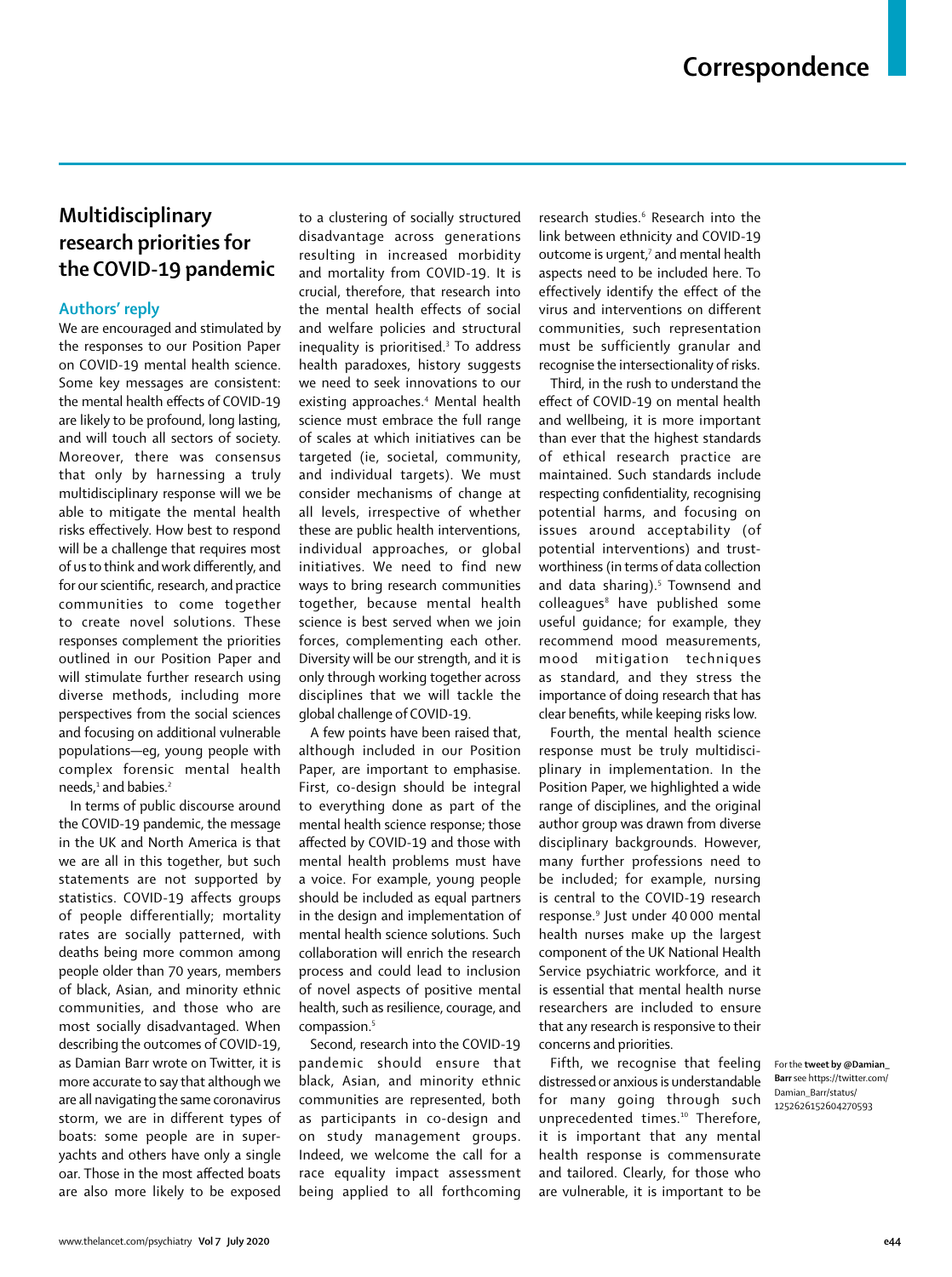# Multidisciplinary research priorities for the COVID-19 pandemic

## Authors' reply

We are encouraged and stimulated by the responses to our Position Paper on COVID-19 mental health science. Some key messages are consistent: the mental health effects of COVID-19 are likely to be profound, long lasting, and will touch all sectors of society. Moreover, there was consensus that only by harnessing a truly multidisciplinary response will we be able to mitigate the mental health risks effectively. How best to respond will be a challenge that requires most of us to think and work differently, and for our scientific, research, and practice communities to come together to create novel solutions. These responses complement the priorities outlined in our Position Paper and will stimulate further research using diverse methods, including more perspectives from the social sciences and focusing on additional vulnerable populations—eg, young people with complex forensic mental health needs,[1] and babies.[2]

In terms of public discourse around the COVID-19 pandemic, the message in the UK and North America is that we are all in this together, but such statements are not supported by statistics. COVID-19 affects groups of people differentially; mortality rates are socially patterned, with deaths being more common among people older than 70 years, members of black, Asian, and minority ethnic communities, and those who are most socially disadvantaged. When describing the outcomes of COVID-19, as Damian Barr wrote on Twitter, it is more accurate to say that although we are all navigating the same coronavirus storm, we are in different types of boats: some people are in super-yachts and others have only a single oar. Those in the most affected boats are also more likely to be exposed to a clustering of socially structured disadvantage across generations resulting in increased morbidity and mortality from COVID-19. It is crucial, therefore, that research into the mental health effects of social and welfare policies and structural inequality is prioritised.[3] To address health paradoxes, history suggests we need to seek innovations to our existing approaches.[4] Mental health science must embrace the full range of scales at which initiatives can be targeted (ie, societal, community, and individual targets). We must consider mechanisms of change at all levels, irrespective of whether these are public health interventions, individual approaches, or global initiatives. We need to find new ways to bring research communities together, because mental health science is best served when we join forces, complementing each other. Diversity will be our strength, and it is only through working together across disciplines that we will tackle the global challenge of COVID-19.

A few points have been raised that, although included in our Position Paper, are important to emphasise. First, co-design should be integral to everything done as part of the mental health science response; those affected by COVID-19 and those with mental health problems must have a voice. For example, young people should be included as equal partners in the design and implementation of mental health science solutions. Such collaboration will enrich the research process and could lead to inclusion of novel aspects of positive mental health, such as resilience, courage, and compassion.[5]

Second, research into the COVID-19 pandemic should ensure that black, Asian, and minority ethnic communities are represented, both as participants in co-design and on study management groups. Indeed, we welcome the call for a race equality impact assessment being applied to all forthcoming research studies.[6] Research into the link between ethnicity and COVID-19 outcome is urgent,[7] and mental health aspects need to be included here. To effectively identify the effect of the virus and interventions on different communities, such representation must be sufficiently granular and recognise the intersectionality of risks.

Third, in the rush to understand the effect of COVID-19 on mental health and wellbeing, it is more important than ever that the highest standards of ethical research practice are maintained. Such standards include respecting confidentiality, recognising potential harms, and focusing on issues around acceptability (of potential interventions) and trustworthiness (in terms of data collection and data sharing).[5] Townsend and colleagues[8] have published some useful guidance; for example, they recommend mood measurements, mood mitigation techniques as standard, and they stress the importance of doing research that has clear benefits, while keeping risks low.

Fourth, the mental health science response must be truly multidisciplinary in implementation. In the Position Paper, we highlighted a wide range of disciplines, and the original author group was drawn from diverse disciplinary backgrounds. However, many further professions need to be included; for example, nursing is central to the COVID-19 research response.[9] Just under 40 000 mental health nurses make up the largest component of the UK National Health Service psychiatric workforce, and it is essential that mental health nurse researchers are included to ensure that any research is responsive to their concerns and priorities.

Fifth, we recognise that feeling distressed or anxious is understandable for many going through such unprecedented times.[10] Therefore, it is important that any mental health response is commensurate and tailored. Clearly, for those who are vulnerable, it is important to be

For the **tweet by @Damian_Barr** see https://twitter.com/Damian_Barr/status/1252626152604270593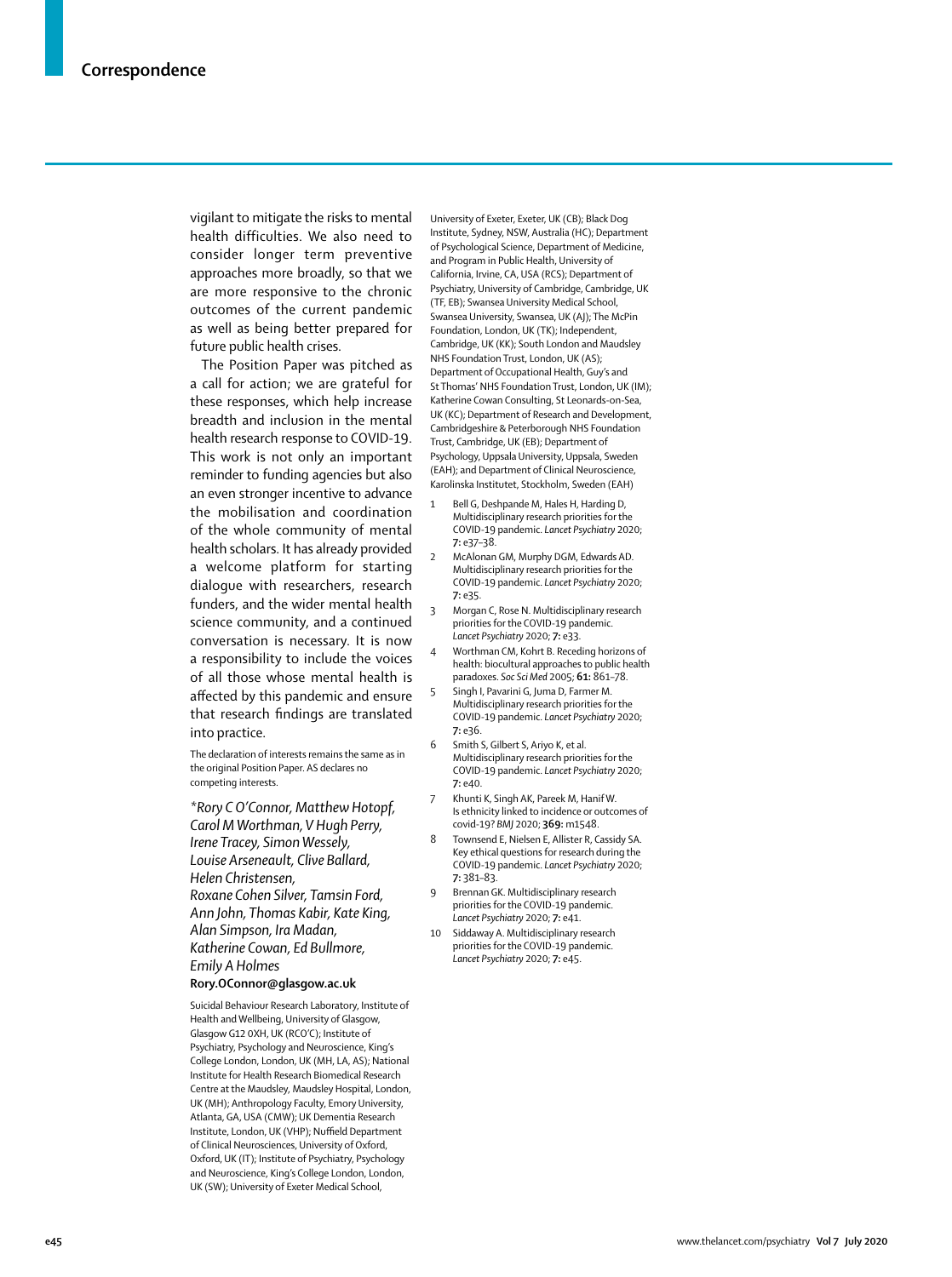vigilant to mitigate the risks to mental health difficulties. We also need to consider longer term preventive approaches more broadly, so that we are more responsive to the chronic outcomes of the current pandemic as well as being better prepared for future public health crises.

The Position Paper was pitched as a call for action; we are grateful for these responses, which help increase breadth and inclusion in the mental health research response to COVID-19. This work is not only an important reminder to funding agencies but also an even stronger incentive to advance the mobilisation and coordination of the whole community of mental health scholars. It has already provided a welcome platform for starting dialogue with researchers, research funders, and the wider mental health science community, and a continued conversation is necessary. It is now a responsibility to include the voices of all those whose mental health is affected by this pandemic and ensure that research findings are translated into practice.

The declaration of interests remains the same as in the original Position Paper. AS declares no competing interests.

*\*Rory C O'Connor, Matthew Hotopf, Carol M Worthman, V Hugh Perry, Irene Tracey, Simon Wessely, Louise Arseneault, Clive Ballard, Helen Christensen, Roxane Cohen Silver, Tamsin Ford, Ann John, Thomas Kabir, Kate King, Alan Simpson, Ira Madan, Katherine Cowan, Ed Bullmore, Emily A Holmes*

**Rory.OConnor@glasgow.ac.uk**

Suicidal Behaviour Research Laboratory, Institute of Health and Wellbeing, University of Glasgow, Glasgow G12 0XH, UK (RCO'C); Institute of Psychiatry, Psychology and Neuroscience, King's College London, London, UK (MH, LA, AS); National Institute for Health Research Biomedical Research Centre at the Maudsley, Maudsley Hospital, London, UK (MH); Anthropology Faculty, Emory University, Atlanta, GA, USA (CMW); UK Dementia Research Institute, London, UK (VHP); Nuffield Department of Clinical Neurosciences, University of Oxford, Oxford, UK (IT); Institute of Psychiatry, Psychology and Neuroscience, King's College London, London, UK (SW); University of Exeter Medical School, University of Exeter, Exeter, UK (CB); Black Dog Institute, Sydney, NSW, Australia (HC); Department of Psychological Science, Department of Medicine, and Program in Public Health, University of California, Irvine, CA, USA (RCS); Department of Psychiatry, University of Cambridge, Cambridge, UK (TF, EB); Swansea University Medical School, Swansea University, Swansea, UK (AJ); The McPin Foundation, London, UK (TK); Independent, Cambridge, UK (KK); South London and Maudsley NHS Foundation Trust, London, UK (AS); Department of Occupational Health, Guy's and St Thomas' NHS Foundation Trust, London, UK (IM); Katherine Cowan Consulting, St Leonards-on-Sea, UK (KC); Department of Research and Development, Cambridgeshire & Peterborough NHS Foundation Trust, Cambridge, UK (EB); Department of Psychology, Uppsala University, Uppsala, Sweden (EAH); and Department of Clinical Neuroscience, Karolinska Institutet, Stockholm, Sweden (EAH)

1. Bell G, Deshpande M, Hales H, Harding D, Multidisciplinary research priorities for the COVID-19 pandemic. *Lancet Psychiatry* 2020; **7:** e37–38.
2. McAlonan GM, Murphy DGM, Edwards AD. Multidisciplinary research priorities for the COVID-19 pandemic. *Lancet Psychiatry* 2020; **7:** e35.
3. Morgan C, Rose N. Multidisciplinary research priorities for the COVID-19 pandemic. *Lancet Psychiatry* 2020; **7:** e33.
4. Worthman CM, Kohrt B. Receding horizons of health: biocultural approaches to public health paradoxes. *Soc Sci Med* 2005; **61:** 861–78.
5. Singh I, Pavarini G, Juma D, Farmer M. Multidisciplinary research priorities for the COVID-19 pandemic. *Lancet Psychiatry* 2020; **7:** e36.
6. Smith S, Gilbert S, Ariyo K, et al. Multidisciplinary research priorities for the COVID-19 pandemic. *Lancet Psychiatry* 2020; **7:** e40.
7. Khunti K, Singh AK, Pareek M, Hanif W. Is ethnicity linked to incidence or outcomes of covid-19? *BMJ* 2020; **369:** m1548.
8. Townsend E, Nielsen E, Allister R, Cassidy SA. Key ethical questions for research during the COVID-19 pandemic. *Lancet Psychiatry* 2020; **7:** 381–83.
9. Brennan GK. Multidisciplinary research priorities for the COVID-19 pandemic. *Lancet Psychiatry* 2020; **7:** e41.
10. Siddaway A. Multidisciplinary research priorities for the COVID-19 pandemic. *Lancet Psychiatry* 2020; **7:** e45.